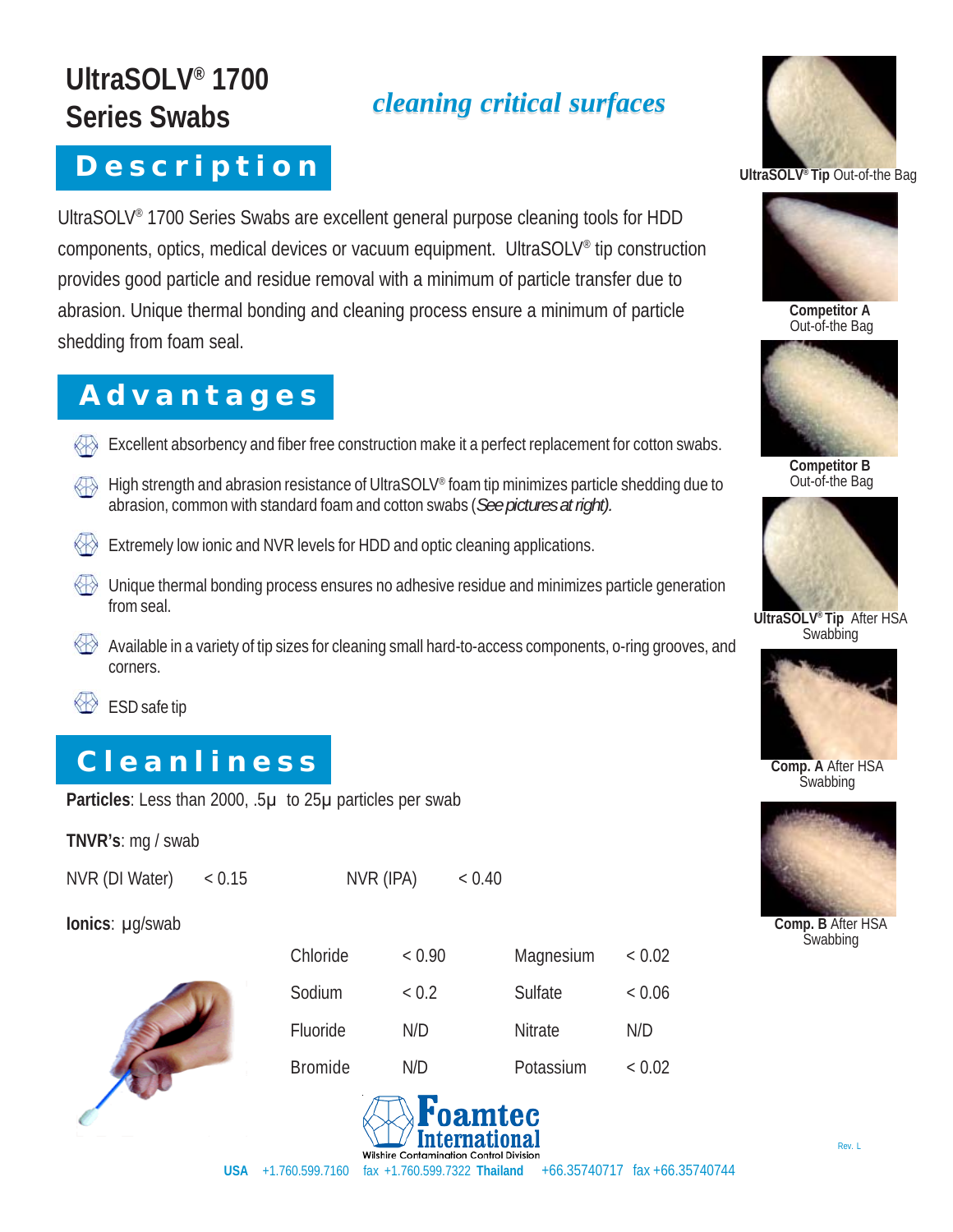# UltraSOLV® 1700 Series Swabs

*cleaning critical surfaces*

## Description

UltraSOLV® 1700 Series Swabs are excellent general purpose cleaning tools for HDD components, optics, medical devices or vacuum equipment. UltraSOLV® tip construction provides good particle and residue removal with a minimum of particle transfer due to abrasion. Unique thermal bonding and cleaning process ensure a minimum of particle shedding from foam seal.

## Advantages

- Excellent absorbency and fiber free construction make it a perfect replacement for cotton swabs.
- High strength and abrasion resistance of UltraSOLV® foam tip minimizes particle shedding due to abrasion, common with standard foam and cotton swabs (*See pictures at right).*
- Extremely low ionic and NVR levels for HDD and optic cleaning applications.
- Unique thermal bonding process ensures no adhesive residue and minimizes particle generation from seal.
- Available in a variety of tip sizes for cleaning small hard-to-access components, o-ring grooves, and corners.
- ESD safe tip

## Cleanliness

**Particles**: Less than 2000, .5μ to 25μ particles per swab

**TNVR's**: mg / swab

| | | | |
|---|---|---|---|
| NVR (DI Water) | < 0.15 | NVR (IPA) | < 0.40 |

**Ionics**: μg/swab

| | | | |
|---|---|---|---|
| Chloride | < 0.90 | Magnesium | < 0.02 |
| Sodium | < 0.2 | Sulfate | < 0.06 |
| Fluoride | N/D | Nitrate | N/D |
| Bromide | N/D | Potassium | < 0.02 |

**UltraSOLV® Tip** Out-of-the Bag

**Competitor A** Out-of-the Bag

**Competitor B** Out-of-the Bag

**UltraSOLV® Tip** After HSA Swabbing

**Comp. A** After HSA Swabbing

**Comp. B** After HSA Swabbing

Foamtec International
Wilshire Contamination Control Division

**USA** +1.760.599.7160 fax +1.760.599.7322 **Thailand** +66.35740717 fax +66.35740744

Rev. L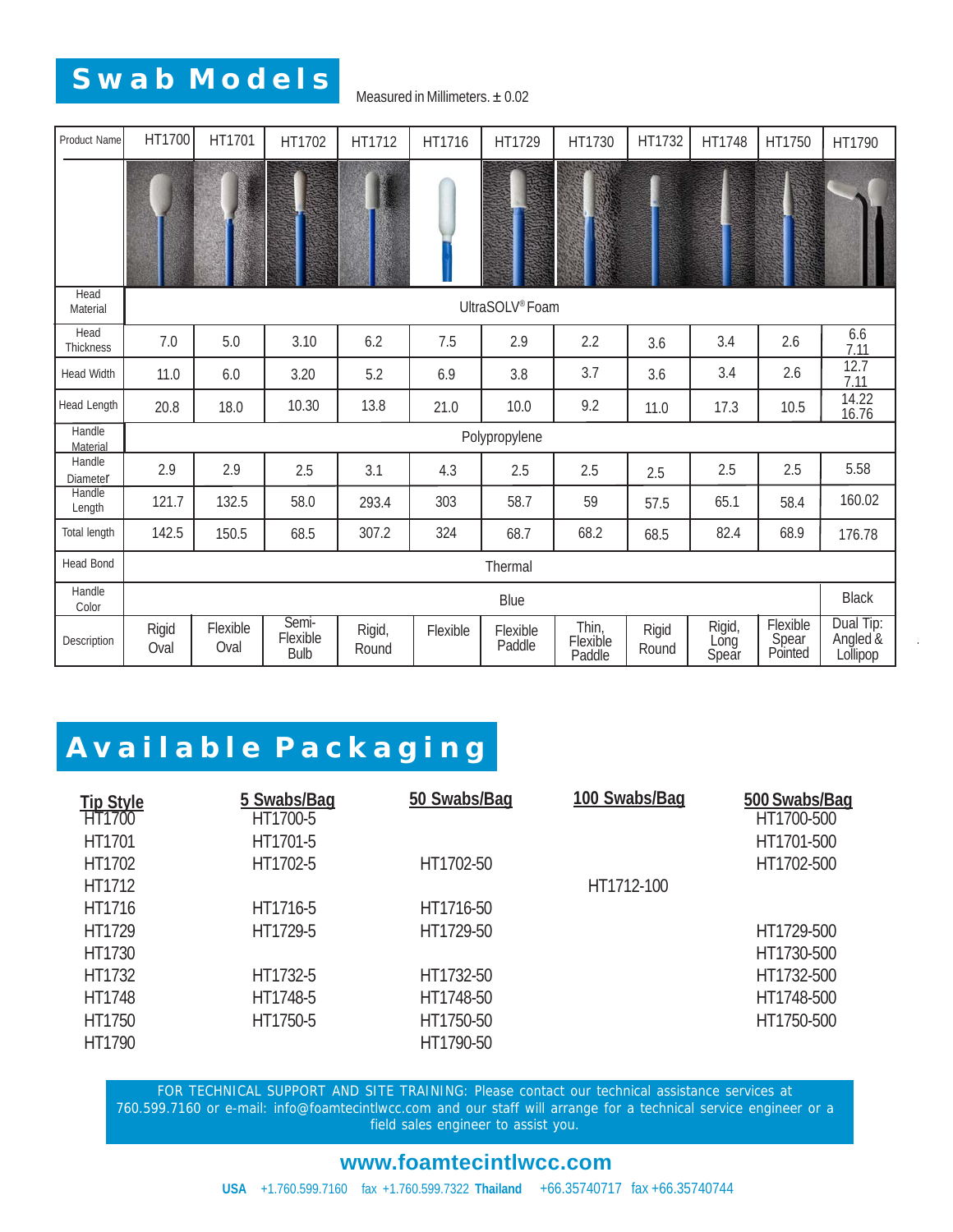## Swab Models

Measured in Millimeters. ± 0.02

| Product Name | HT1700 | HT1701 | HT1702 | HT1712 | HT1716 | HT1729 | HT1730 | HT1732 | HT1748 | HT1750 | HT1790 |
|---|---|---|---|---|---|---|---|---|---|---|---|
| Head Material | UltraSOLV® Foam | | | | | | | | | | |
| Head Thickness | 7.0 | 5.0 | 3.10 | 6.2 | 7.5 | 2.9 | 2.2 | 3.6 | 3.4 | 2.6 | 6.6 7.11 |
| Head Width | 11.0 | 6.0 | 3.20 | 5.2 | 6.9 | 3.8 | 3.7 | 3.6 | 3.4 | 2.6 | 12.7 7.11 |
| Head Length | 20.8 | 18.0 | 10.30 | 13.8 | 21.0 | 10.0 | 9.2 | 11.0 | 17.3 | 10.5 | 14.22 16.76 |
| Handle Material | Polypropylene | | | | | | | | | | |
| Handle Diameter | 2.9 | 2.9 | 2.5 | 3.1 | 4.3 | 2.5 | 2.5 | 2.5 | 2.5 | 2.5 | 5.58 |
| Handle Length | 121.7 | 132.5 | 58.0 | 293.4 | 303 | 58.7 | 59 | 57.5 | 65.1 | 58.4 | 160.02 |
| Total length | 142.5 | 150.5 | 68.5 | 307.2 | 324 | 68.7 | 68.2 | 68.5 | 82.4 | 68.9 | 176.78 |
| Head Bond | Thermal | | | | | | | | | | |
| Handle Color | Blue | | | | | | | | | | Black |
| Description | Rigid Oval | Flexible Oval | Semi-Flexible Bulb | Rigid, Round | Flexible | Flexible Paddle | Thin, Flexible Paddle | Rigid Round | Rigid, Long Spear | Flexible Spear Pointed | Dual Tip: Angled & Lollipop |

## Available Packaging

| Tip Style | 5 Swabs/Bag | 50 Swabs/Bag | 100 Swabs/Bag | 500 Swabs/Bag |
|---|---|---|---|---|
| HT1700 | HT1700-5 | | | HT1700-500 |
| HT1701 | HT1701-5 | | | HT1701-500 |
| HT1702 | HT1702-5 | HT1702-50 | | HT1702-500 |
| HT1712 | | | HT1712-100 | |
| HT1716 | HT1716-5 | HT1716-50 | | |
| HT1729 | HT1729-5 | HT1729-50 | | HT1729-500 |
| HT1730 | | | | HT1730-500 |
| HT1732 | HT1732-5 | HT1732-50 | | HT1732-500 |
| HT1748 | HT1748-5 | HT1748-50 | | HT1748-500 |
| HT1750 | HT1750-5 | HT1750-50 | | HT1750-500 |
| HT1790 | | HT1790-50 | | |

FOR TECHNICAL SUPPORT AND SITE TRAINING: Please contact our technical assistance services at 760.599.7160 or e-mail: info@foamtecintlwcc.com and our staff will arrange for a technical service engineer or a field sales engineer to assist you.

**www.foamtecintlwcc.com**

**USA** +1.760.599.7160 fax +1.760.599.7322 **Thailand** +66.35740717 fax +66.35740744